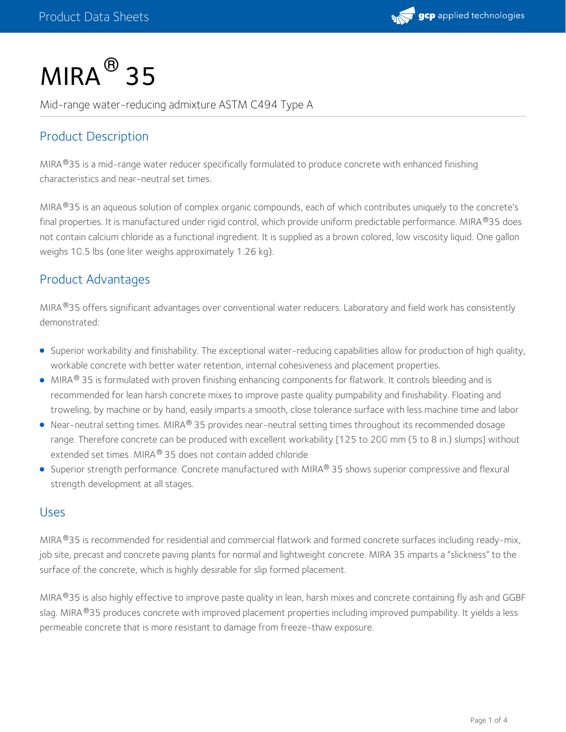# MIRA® 35

Mid-range water-reducing admixture ASTM C494 Type A

## Product Description

MIRA®35 is a mid-range water reducer specifically formulated to produce concrete with enhanced finishing characteristics and near-neutral set times.

MIRA®35 is an aqueous solution of complex organic compounds, each of which contributes uniquely to the concrete's final properties. It is manufactured under rigid control, which provide uniform predictable performance. MIRA®35 does not contain calcium chloride as a functional ingredient. It is supplied as a brown colored, low viscosity liquid. One gallon weighs 10.5 lbs (one liter weighs approximately 1.26 kg).

## Product Advantages

MIRA®35 offers significant advantages over conventional water reducers. Laboratory and field work has consistently demonstrated:

- Superior workability and finishability. The exceptional water-reducing capabilities allow for production of high quality, workable concrete with better water retention, internal cohesiveness and placement properties.
- MIRA® 35 is formulated with proven finishing enhancing components for flatwork. It controls bleeding and is recommended for lean harsh concrete mixes to improve paste quality pumpability and finishability. Floating and troweling, by machine or by hand, easily imparts a smooth, close tolerance surface with less machine time and labor
- Near-neutral setting times. MIRA® 35 provides near-neutral setting times throughout its recommended dosage range. Therefore concrete can be produced with excellent workability [125 to 200 mm (5 to 8 in.) slumps] without extended set times. MIRA® 35 does not contain added chloride
- Superior strength performance. Concrete manufactured with MIRA® 35 shows superior compressive and flexural strength development at all stages.

## Uses

MIRA®35 is recommended for residential and commercial flatwork and formed concrete surfaces including ready-mix, job site, precast and concrete paving plants for normal and lightweight concrete. MIRA 35 imparts a "slickness" to the surface of the concrete, which is highly desirable for slip formed placement.

MIRA®35 is also highly effective to improve paste quality in lean, harsh mixes and concrete containing fly ash and GGBF slag. MIRA®35 produces concrete with improved placement properties including improved pumpability. It yields a less permeable concrete that is more resistant to damage from freeze-thaw exposure.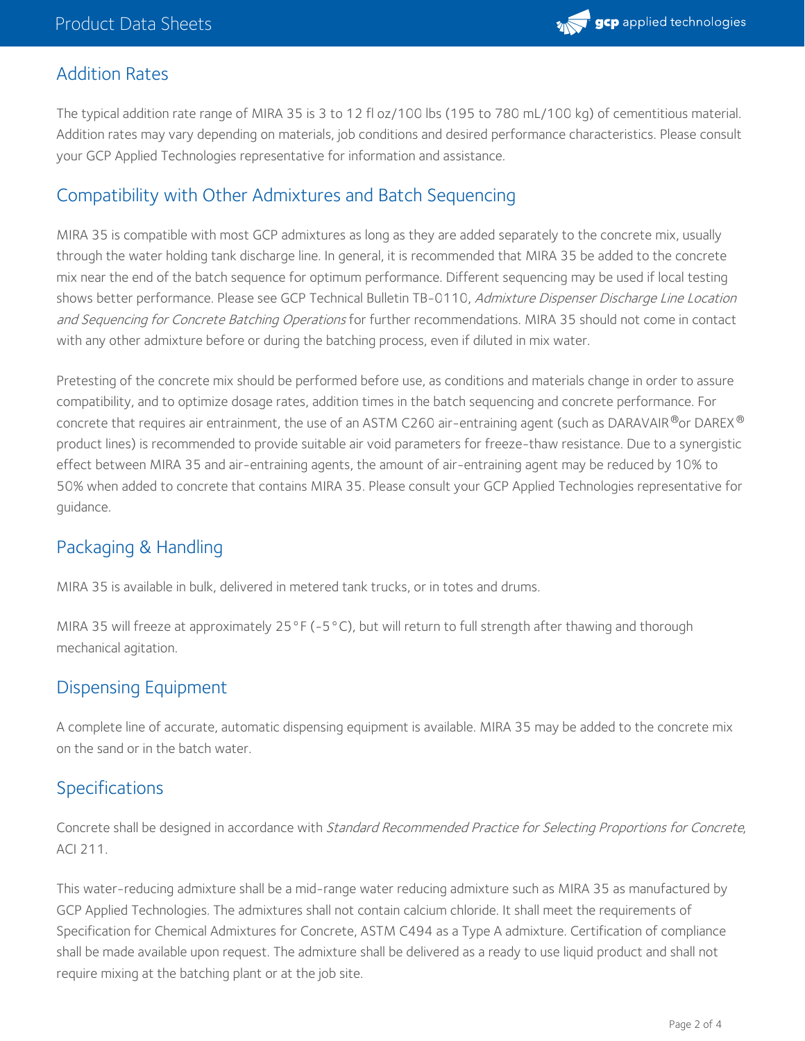## Addition Rates

The typical addition rate range of MIRA 35 is 3 to 12 fl oz/100 lbs (195 to 780 mL/100 kg) of cementitious material. Addition rates may vary depending on materials, job conditions and desired performance characteristics. Please consult your GCP Applied Technologies representative for information and assistance.

## Compatibility with Other Admixtures and Batch Sequencing

MIRA 35 is compatible with most GCP admixtures as long as they are added separately to the concrete mix, usually through the water holding tank discharge line. In general, it is recommended that MIRA 35 be added to the concrete mix near the end of the batch sequence for optimum performance. Different sequencing may be used if local testing shows better performance. Please see GCP Technical Bulletin TB-0110, *Admixture Dispenser Discharge Line Location and Sequencing for Concrete Batching Operations* for further recommendations. MIRA 35 should not come in contact with any other admixture before or during the batching process, even if diluted in mix water.

Pretesting of the concrete mix should be performed before use, as conditions and materials change in order to assure compatibility, and to optimize dosage rates, addition times in the batch sequencing and concrete performance. For concrete that requires air entrainment, the use of an ASTM C260 air-entraining agent (such as DARAVAIR® or DAREX® product lines) is recommended to provide suitable air void parameters for freeze-thaw resistance. Due to a synergistic effect between MIRA 35 and air-entraining agents, the amount of air-entraining agent may be reduced by 10% to 50% when added to concrete that contains MIRA 35. Please consult your GCP Applied Technologies representative for guidance.

## Packaging & Handling

MIRA 35 is available in bulk, delivered in metered tank trucks, or in totes and drums.

MIRA 35 will freeze at approximately 25°F (-5°C), but will return to full strength after thawing and thorough mechanical agitation.

## Dispensing Equipment

A complete line of accurate, automatic dispensing equipment is available. MIRA 35 may be added to the concrete mix on the sand or in the batch water.

## Specifications

Concrete shall be designed in accordance with *Standard Recommended Practice for Selecting Proportions for Concrete*, ACI 211.

This water-reducing admixture shall be a mid-range water reducing admixture such as MIRA 35 as manufactured by GCP Applied Technologies. The admixtures shall not contain calcium chloride. It shall meet the requirements of Specification for Chemical Admixtures for Concrete, ASTM C494 as a Type A admixture. Certification of compliance shall be made available upon request. The admixture shall be delivered as a ready to use liquid product and shall not require mixing at the batching plant or at the job site.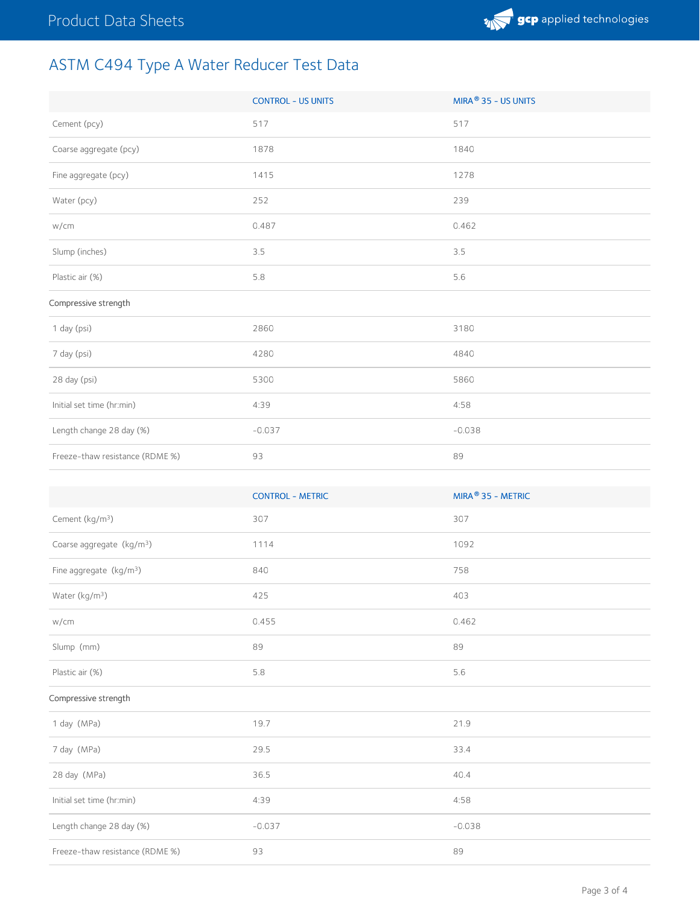## ASTM C494 Type A Water Reducer Test Data

| | CONTROL - US UNITS | MIRA® 35 - US UNITS |
|---|---|---|
| Cement (pcy) | 517 | 517 |
| Coarse aggregate (pcy) | 1878 | 1840 |
| Fine aggregate (pcy) | 1415 | 1278 |
| Water (pcy) | 252 | 239 |
| w/cm | 0.487 | 0.462 |
| Slump (inches) | 3.5 | 3.5 |
| Plastic air (%) | 5.8 | 5.6 |
| Compressive strength | | |
| 1 day (psi) | 2860 | 3180 |
| 7 day (psi) | 4280 | 4840 |
| 28 day (psi) | 5300 | 5860 |
| Initial set time (hr:min) | 4:39 | 4:58 |
| Length change 28 day (%) | -0.037 | -0.038 |
| Freeze-thaw resistance (RDME %) | 93 | 89 |

| | CONTROL - METRIC | MIRA® 35 - METRIC |
|---|---|---|
| Cement (kg/m³) | 307 | 307 |
| Coarse aggregate (kg/m³) | 1114 | 1092 |
| Fine aggregate (kg/m³) | 840 | 758 |
| Water (kg/m³) | 425 | 403 |
| w/cm | 0.455 | 0.462 |
| Slump (mm) | 89 | 89 |
| Plastic air (%) | 5.8 | 5.6 |
| Compressive strength | | |
| 1 day (MPa) | 19.7 | 21.9 |
| 7 day (MPa) | 29.5 | 33.4 |
| 28 day (MPa) | 36.5 | 40.4 |
| Initial set time (hr:min) | 4:39 | 4:58 |
| Length change 28 day (%) | -0.037 | -0.038 |
| Freeze-thaw resistance (RDME %) | 93 | 89 |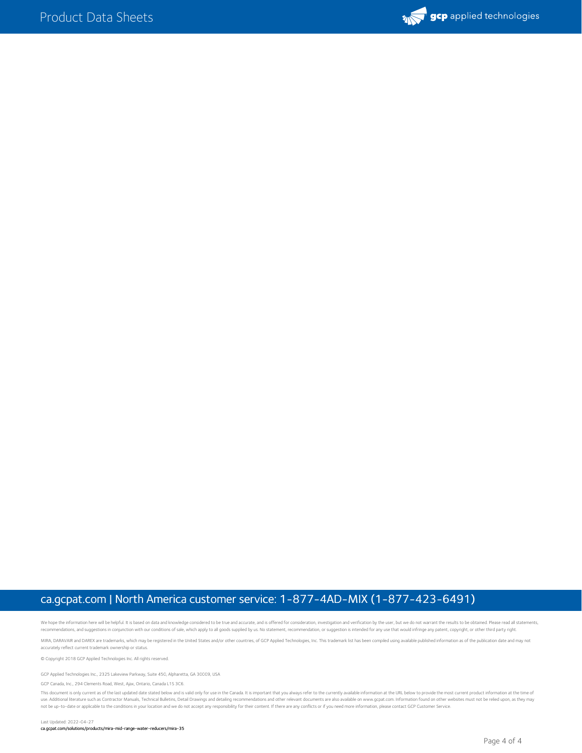ca.gcpat.com | North America customer service: 1-877-4AD-MIX (1-877-423-6491)

We hope the information here will be helpful. It is based on data and knowledge considered to be true and accurate, and is offered for consideration, investigation and verification by the user, but we do not warrant the results to be obtained. Please read all statements, recommendations, and suggestions in conjunction with our conditions of sale, which apply to all goods supplied by us. No statement, recommendation, or suggestion is intended for any use that would infringe any patent, copyright, or other third party right.

MIRA, DARAVAIR and DAREX are trademarks, which may be registered in the United States and/or other countries, of GCP Applied Technologies, Inc. This trademark list has been compiled using available published information as of the publication date and may not accurately reflect current trademark ownership or status.

© Copyright 2018 GCP Applied Technologies Inc. All rights reserved.

GCP Applied Technologies Inc., 2325 Lakeview Parkway, Suite 450, Alpharetta, GA 30009, USA

GCP Canada, Inc., 294 Clements Road, West, Ajax, Ontario, Canada L1S 3C6.

This document is only current as of the last updated date stated below and is valid only for use in the Canada. It is important that you always refer to the currently available information at the URL below to provide the most current product information at the time of use. Additional literature such as Contractor Manuals, Technical Bulletins, Detail Drawings and detailing recommendations and other relevant documents are also available on www.gcpat.com. Information found on other websites must not be relied upon, as they may not be up-to-date or applicable to the conditions in your location and we do not accept any responsibility for their content. If there are any conflicts or if you need more information, please contact GCP Customer Service.

Last Updated: 2022-04-27

ca.gcpat.com/solutions/products/mira-mid-range-water-reducers/mira-35